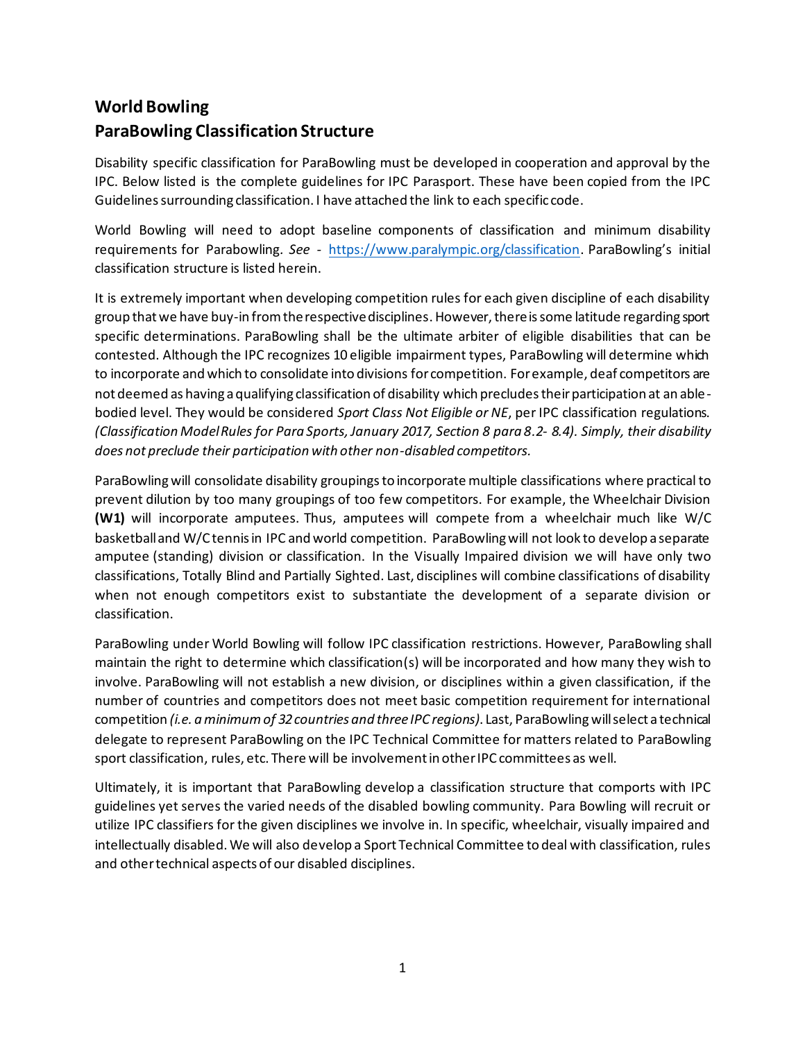# World Bowling
# ParaBowling Classification Structure

Disability specific classification for ParaBowling must be developed in cooperation and approval by the IPC. Below listed is the complete guidelines for IPC Parasport. These have been copied from the IPC Guidelines surrounding classification. I have attached the link to each specific code.

World Bowling will need to adopt baseline components of classification and minimum disability requirements for Parabowling. *See* - https://www.paralympic.org/classification. ParaBowling's initial classification structure is listed herein.

It is extremely important when developing competition rules for each given discipline of each disability group that we have buy-in from the respective disciplines. However, there is some latitude regarding sport specific determinations. ParaBowling shall be the ultimate arbiter of eligible disabilities that can be contested. Although the IPC recognizes 10 eligible impairment types, ParaBowling will determine which to incorporate and which to consolidate into divisions for competition. For example, deaf competitors are not deemed as having a qualifying classification of disability which precludes their participation at an able-bodied level. They would be considered *Sport Class Not Eligible or NE*, per IPC classification regulations. *(Classification Model Rules for Para Sports, January 2017, Section 8 para 8.2- 8.4). Simply, their disability does not preclude their participation with other non-disabled competitors.*

ParaBowling will consolidate disability groupings to incorporate multiple classifications where practical to prevent dilution by too many groupings of too few competitors. For example, the Wheelchair Division **(W1)** will incorporate amputees. Thus, amputees will compete from a wheelchair much like W/C basketball and W/C tennis in IPC and world competition. ParaBowling will not look to develop a separate amputee (standing) division or classification. In the Visually Impaired division we will have only two classifications, Totally Blind and Partially Sighted. Last, disciplines will combine classifications of disability when not enough competitors exist to substantiate the development of a separate division or classification.

ParaBowling under World Bowling will follow IPC classification restrictions. However, ParaBowling shall maintain the right to determine which classification(s) will be incorporated and how many they wish to involve. ParaBowling will not establish a new division, or disciplines within a given classification, if the number of countries and competitors does not meet basic competition requirement for international competition *(i.e. a minimum of 32 countries and three IPC regions)*. Last, ParaBowling will select a technical delegate to represent ParaBowling on the IPC Technical Committee for matters related to ParaBowling sport classification, rules, etc. There will be involvement in other IPC committees as well.

Ultimately, it is important that ParaBowling develop a classification structure that comports with IPC guidelines yet serves the varied needs of the disabled bowling community. Para Bowling will recruit or utilize IPC classifiers for the given disciplines we involve in. In specific, wheelchair, visually impaired and intellectually disabled. We will also develop a Sport Technical Committee to deal with classification, rules and other technical aspects of our disabled disciplines.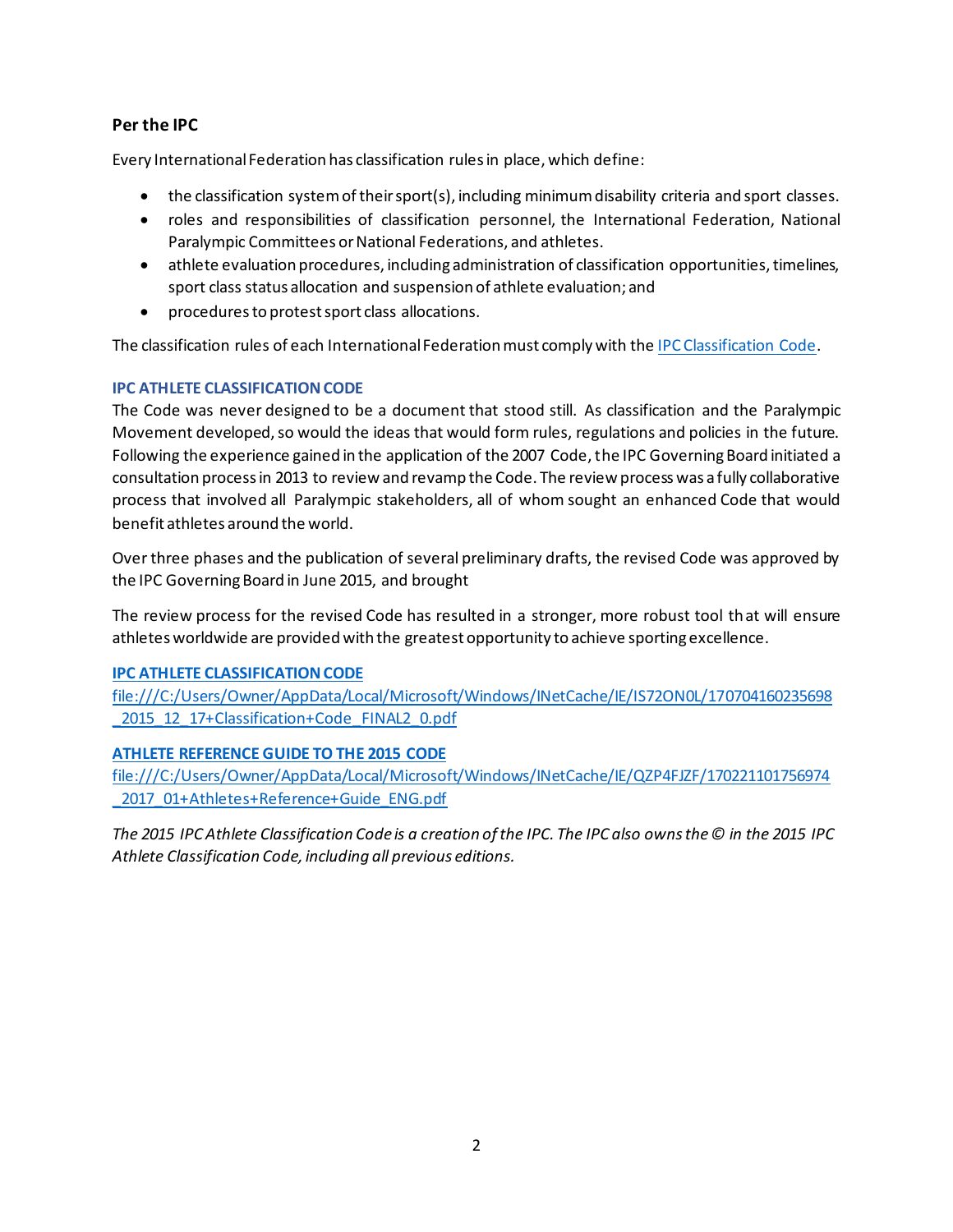### Per the IPC

Every International Federation has classification rules in place, which define:

- the classification system of their sport(s), including minimum disability criteria and sport classes.
- roles and responsibilities of classification personnel, the International Federation, National Paralympic Committees or National Federations, and athletes.
- athlete evaluation procedures, including administration of classification opportunities, timelines, sport class status allocation and suspension of athlete evaluation; and
- procedures to protest sport class allocations.

The classification rules of each International Federation must comply with the [IPC Classification Code](#).

#### IPC ATHLETE CLASSIFICATION CODE

The Code was never designed to be a document that stood still. As classification and the Paralympic Movement developed, so would the ideas that would form rules, regulations and policies in the future. Following the experience gained in the application of the 2007 Code, the IPC Governing Board initiated a consultation process in 2013 to review and revamp the Code. The review process was a fully collaborative process that involved all Paralympic stakeholders, all of whom sought an enhanced Code that would benefit athletes around the world.

Over three phases and the publication of several preliminary drafts, the revised Code was approved by the IPC Governing Board in June 2015, and brought

The review process for the revised Code has resulted in a stronger, more robust tool that will ensure athletes worldwide are provided with the greatest opportunity to achieve sporting excellence.

**IPC ATHLETE CLASSIFICATION CODE**
file:///C:/Users/Owner/AppData/Local/Microsoft/Windows/INetCache/IE/IS72ON0L/170704160235698_2015_12_17+Classification+Code_FINAL2_0.pdf

**ATHLETE REFERENCE GUIDE TO THE 2015 CODE**
file:///C:/Users/Owner/AppData/Local/Microsoft/Windows/INetCache/IE/QZP4FJZF/170221101756974_2017_01+Athletes+Reference+Guide_ENG.pdf

*The 2015 IPC Athlete Classification Code is a creation of the IPC. The IPC also owns the © in the 2015 IPC Athlete Classification Code, including all previous editions.*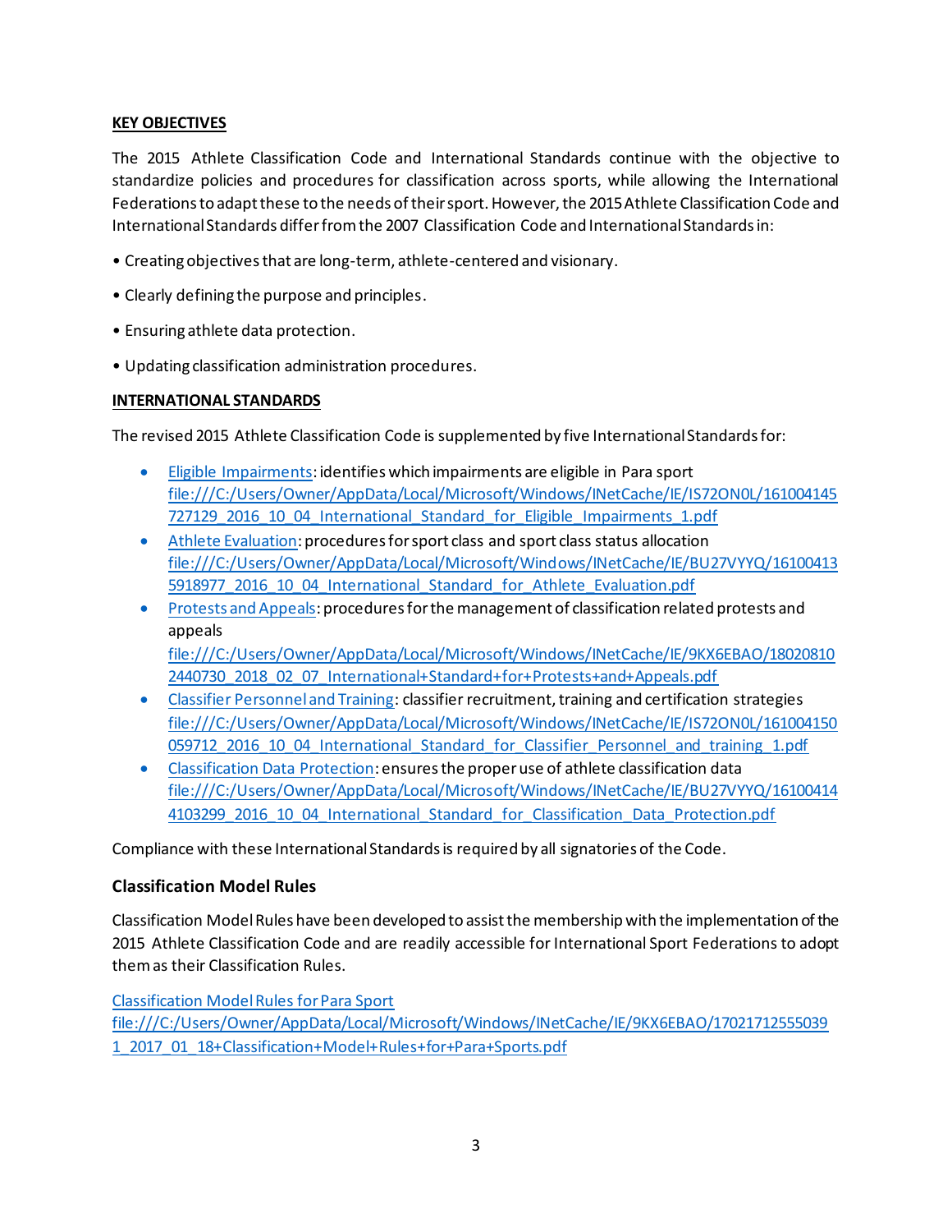**KEY OBJECTIVES**

The 2015 Athlete Classification Code and International Standards continue with the objective to standardize policies and procedures for classification across sports, while allowing the International Federations to adapt these to the needs of their sport. However, the 2015 Athlete Classification Code and International Standards differ from the 2007 Classification Code and International Standards in:

- Creating objectives that are long-term, athlete-centered and visionary.
- Clearly defining the purpose and principles.
- Ensuring athlete data protection.
- Updating classification administration procedures.

**INTERNATIONAL STANDARDS**

The revised 2015 Athlete Classification Code is supplemented by five International Standards for:

- Eligible Impairments: identifies which impairments are eligible in Para sport file:///C:/Users/Owner/AppData/Local/Microsoft/Windows/INetCache/IE/IS72ON0L/161004145727129_2016_10_04_International_Standard_for_Eligible_Impairments_1.pdf
- Athlete Evaluation: procedures for sport class and sport class status allocation file:///C:/Users/Owner/AppData/Local/Microsoft/Windows/INetCache/IE/BU27VYYQ/161004135918977_2016_10_04_International_Standard_for_Athlete_Evaluation.pdf
- Protests and Appeals: procedures for the management of classification related protests and appeals file:///C:/Users/Owner/AppData/Local/Microsoft/Windows/INetCache/IE/9KX6EBAO/180208102440730_2018_02_07_International+Standard+for+Protests+and+Appeals.pdf
- Classifier Personnel and Training: classifier recruitment, training and certification strategies file:///C:/Users/Owner/AppData/Local/Microsoft/Windows/INetCache/IE/IS72ON0L/161004150059712_2016_10_04_International_Standard_for_Classifier_Personnel_and_training_1.pdf
- Classification Data Protection: ensures the proper use of athlete classification data file:///C:/Users/Owner/AppData/Local/Microsoft/Windows/INetCache/IE/BU27VYYQ/161004144103299_2016_10_04_International_Standard_for_Classification_Data_Protection.pdf

Compliance with these International Standards is required by all signatories of the Code.

### Classification Model Rules

Classification Model Rules have been developed to assist the membership with the implementation of the 2015 Athlete Classification Code and are readily accessible for International Sport Federations to adopt them as their Classification Rules.

Classification Model Rules for Para Sport
file:///C:/Users/Owner/AppData/Local/Microsoft/Windows/INetCache/IE/9KX6EBAO/170217125550391_2017_01_18+Classification+Model+Rules+for+Para+Sports.pdf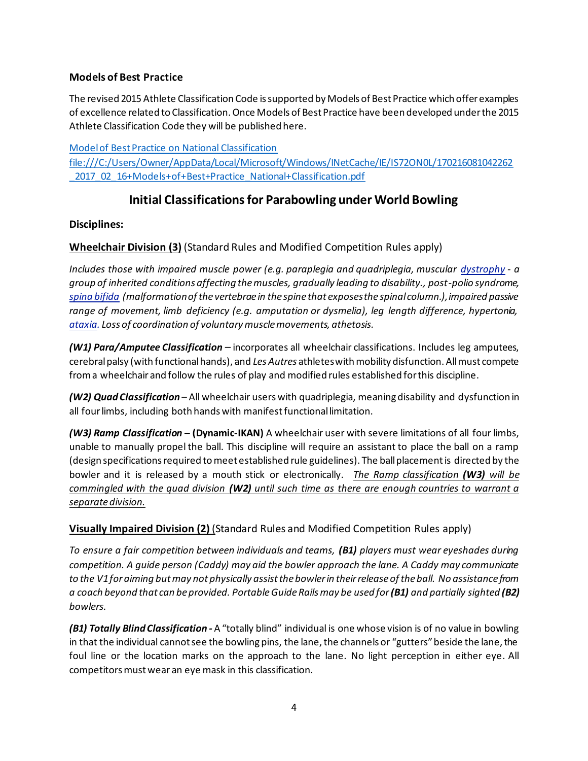**Models of Best Practice**

The revised 2015 Athlete Classification Code is supported by Models of Best Practice which offer examples of excellence related to Classification. Once Models of Best Practice have been developed under the 2015 Athlete Classification Code they will be published here.

[Model of Best Practice on National Classification](file:///C:/Users/Owner/AppData/Local/Microsoft/Windows/INetCache/IE/IS72ON0L/170216081042262_2017_02_16+Models+of+Best+Practice_National+Classification.pdf)
file:///C:/Users/Owner/AppData/Local/Microsoft/Windows/INetCache/IE/IS72ON0L/170216081042262_2017_02_16+Models+of+Best+Practice_National+Classification.pdf

## Initial Classifications for Parabowling under World Bowling

**Disciplines:**

<u>**Wheelchair Division (3)**</u> (Standard Rules and Modified Competition Rules apply)

*Includes those with impaired muscle power (e.g. paraplegia and quadriplegia, muscular* [*dystrophy*]() *- a group of inherited conditions affecting the muscles, gradually leading to disability., post-polio syndrome,* [*spina bifida*]() *(malformation of the vertebrae in the spine that exposes the spinal column.), impaired passive range of movement, limb deficiency (e.g. amputation or dysmelia), leg length difference, hypertonia,* [*ataxia*]()*. Loss of coordination of voluntary muscle movements, athetosis.*

***(W1) Para/Amputee Classification*** – incorporates all wheelchair classifications. Includes leg amputees, cerebral palsy (with functional hands), and *Les Autres* athletes with mobility disfunction. All must compete from a wheelchair and follow the rules of play and modified rules established for this discipline.

***(W2) Quad Classification*** – All wheelchair users with quadriplegia, meaning disability and dysfunction in all four limbs, including both hands with manifest functional limitation.

***(W3) Ramp Classification* – (Dynamic-IKAN)** A wheelchair user with severe limitations of all four limbs, unable to manually propel the ball. This discipline will require an assistant to place the ball on a ramp (design specifications required to meet established rule guidelines). The ball placement is directed by the bowler and it is released by a mouth stick or electronically. <u>*The Ramp classification **(W3)** will be commingled with the quad division **(W2)** until such time as there are enough countries to warrant a separate division.*</u>

<u>**Visually Impaired Division (2)**</u> (Standard Rules and Modified Competition Rules apply)

*To ensure a fair competition between individuals and teams, **(B1)** players must wear eyeshades during competition. A guide person (Caddy) may aid the bowler approach the lane. A Caddy may communicate to the V1 for aiming but may not physically assist the bowler in their release of the ball. No assistance from a coach beyond that can be provided. Portable Guide Rails may be used for **(B1)** and partially sighted **(B2)** bowlers.*

***(B1) Totally Blind Classification*** **-** A "totally blind" individual is one whose vision is of no value in bowling in that the individual cannot see the bowling pins, the lane, the channels or "gutters" beside the lane, the foul line or the location marks on the approach to the lane. No light perception in either eye. All competitors must wear an eye mask in this classification.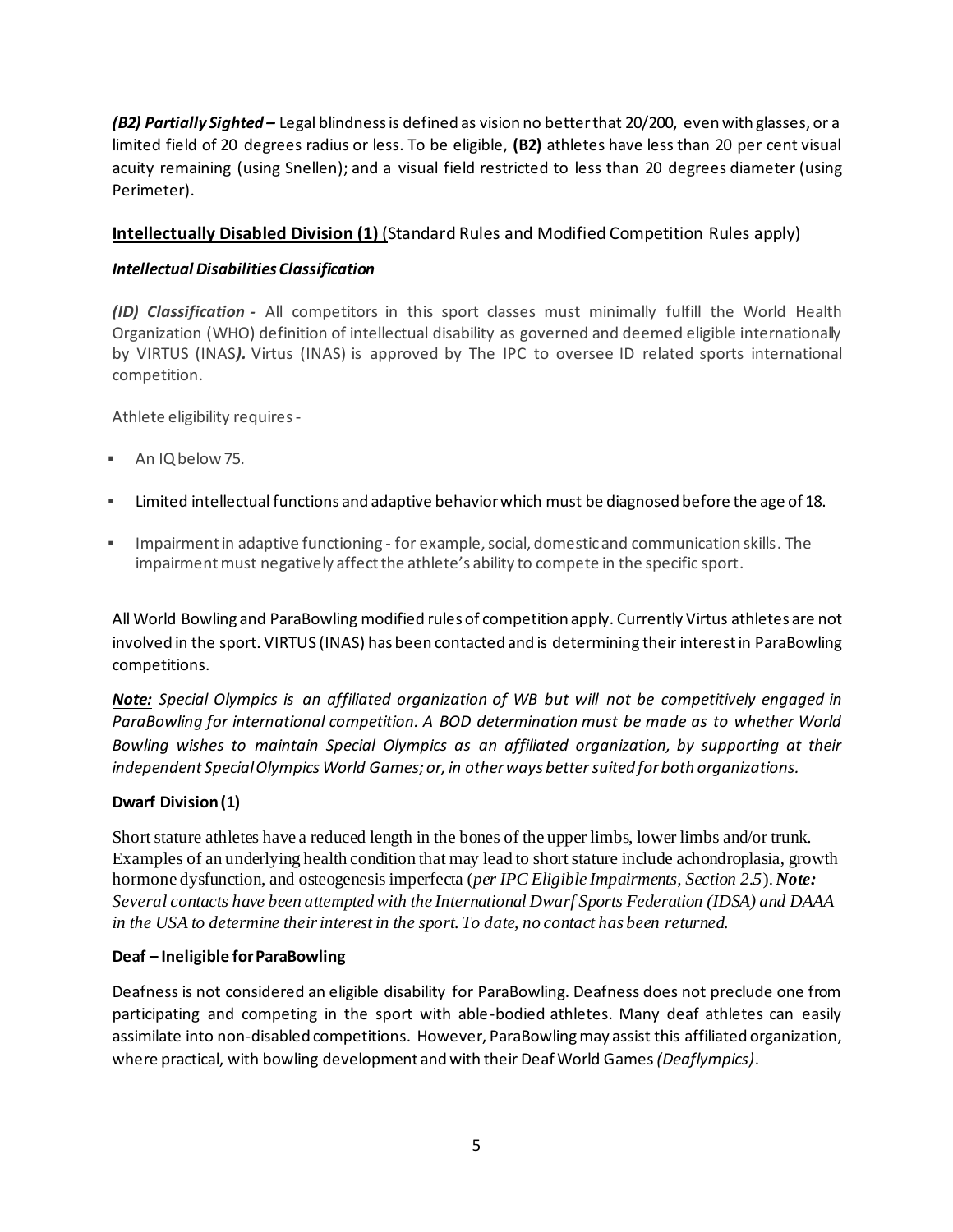***(B2) Partially Sighted –*** Legal blindness is defined as vision no better that 20/200, even with glasses, or a limited field of 20 degrees radius or less. To be eligible, **(B2)** athletes have less than 20 per cent visual acuity remaining (using Snellen); and a visual field restricted to less than 20 degrees diameter (using Perimeter).

**Intellectually Disabled Division (1)** (Standard Rules and Modified Competition Rules apply)

***Intellectual Disabilities Classification***

***(ID) Classification -*** All competitors in this sport classes must minimally fulfill the World Health Organization (WHO) definition of intellectual disability as governed and deemed eligible internationally by VIRTUS (INAS***)***. Virtus (INAS) is approved by The IPC to oversee ID related sports international competition.

Athlete eligibility requires -

- An IQ below 75.
- Limited intellectual functions and adaptive behavior which must be diagnosed before the age of 18.
- Impairment in adaptive functioning - for example, social, domestic and communication skills. The impairment must negatively affect the athlete's ability to compete in the specific sport.

All World Bowling and ParaBowling modified rules of competition apply. Currently Virtus athletes are not involved in the sport. VIRTUS (INAS) has been contacted and is determining their interest in ParaBowling competitions.

***Note:*** *Special Olympics is an affiliated organization of WB but will not be competitively engaged in ParaBowling for international competition. A BOD determination must be made as to whether World Bowling wishes to maintain Special Olympics as an affiliated organization, by supporting at their independent Special Olympics World Games; or, in other ways better suited for both organizations.*

**Dwarf Division (1)**

Short stature athletes have a reduced length in the bones of the upper limbs, lower limbs and/or trunk. Examples of an underlying health condition that may lead to short stature include achondroplasia, growth hormone dysfunction, and osteogenesis imperfecta (*per IPC Eligible Impairments, Section 2.5*). ***Note:*** *Several contacts have been attempted with the International Dwarf Sports Federation (IDSA) and DAAA in the USA to determine their interest in the sport. To date, no contact has been returned.*

**Deaf – Ineligible for ParaBowling**

Deafness is not considered an eligible disability for ParaBowling. Deafness does not preclude one from participating and competing in the sport with able-bodied athletes. Many deaf athletes can easily assimilate into non-disabled competitions. However, ParaBowling may assist this affiliated organization, where practical, with bowling development and with their Deaf World Games *(Deaflympics)*.